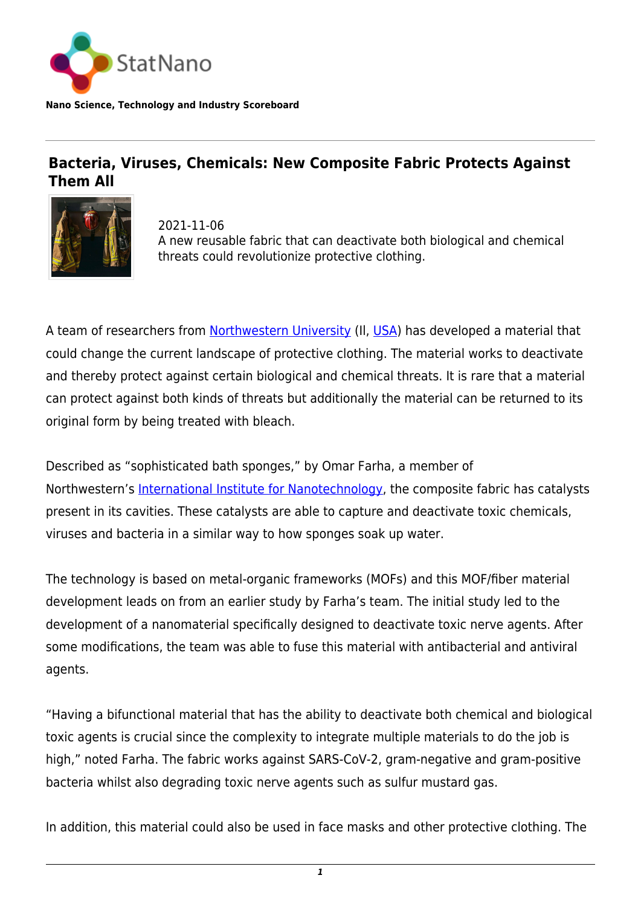StatNano

**Nano Science, Technology and Industry Scoreboard**

# Bacteria, Viruses, Chemicals: New Composite Fabric Protects Against Them All

2021-11-06

A new reusable fabric that can deactivate both biological and chemical threats could revolutionize protective clothing.

A team of researchers from Northwestern University (Il, USA) has developed a material that could change the current landscape of protective clothing. The material works to deactivate and thereby protect against certain biological and chemical threats. It is rare that a material can protect against both kinds of threats but additionally the material can be returned to its original form by being treated with bleach.

Described as "sophisticated bath sponges," by Omar Farha, a member of Northwestern's International Institute for Nanotechnology, the composite fabric has catalysts present in its cavities. These catalysts are able to capture and deactivate toxic chemicals, viruses and bacteria in a similar way to how sponges soak up water.

The technology is based on metal-organic frameworks (MOFs) and this MOF/fiber material development leads on from an earlier study by Farha's team. The initial study led to the development of a nanomaterial specifically designed to deactivate toxic nerve agents. After some modifications, the team was able to fuse this material with antibacterial and antiviral agents.

"Having a bifunctional material that has the ability to deactivate both chemical and biological toxic agents is crucial since the complexity to integrate multiple materials to do the job is high," noted Farha. The fabric works against SARS-CoV-2, gram-negative and gram-positive bacteria whilst also degrading toxic nerve agents such as sulfur mustard gas.

In addition, this material could also be used in face masks and other protective clothing. The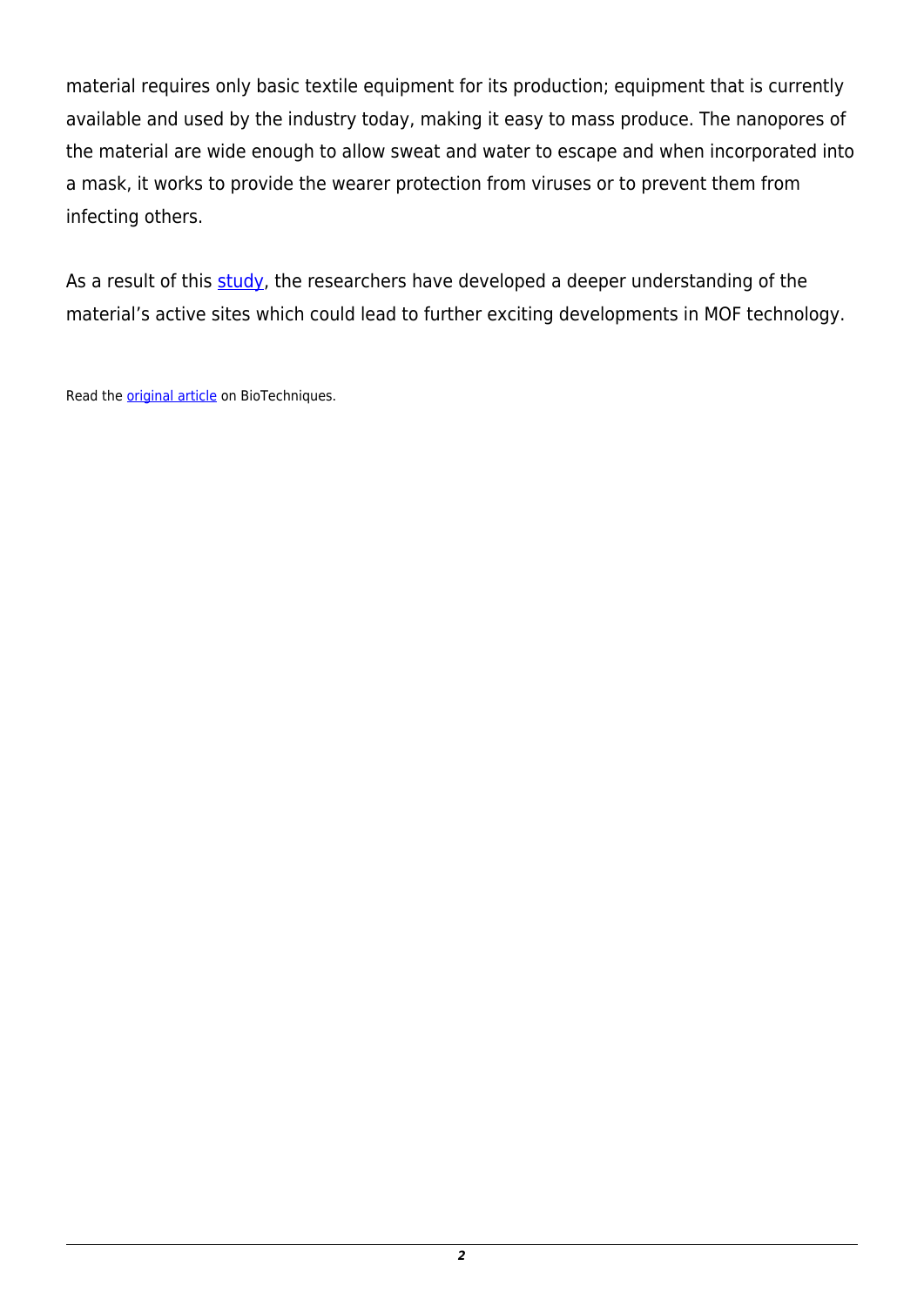material requires only basic textile equipment for its production; equipment that is currently available and used by the industry today, making it easy to mass produce. The nanopores of the material are wide enough to allow sweat and water to escape and when incorporated into a mask, it works to provide the wearer protection from viruses or to prevent them from infecting others.

As a result of this study, the researchers have developed a deeper understanding of the material's active sites which could lead to further exciting developments in MOF technology.

Read the original article on BioTechniques.